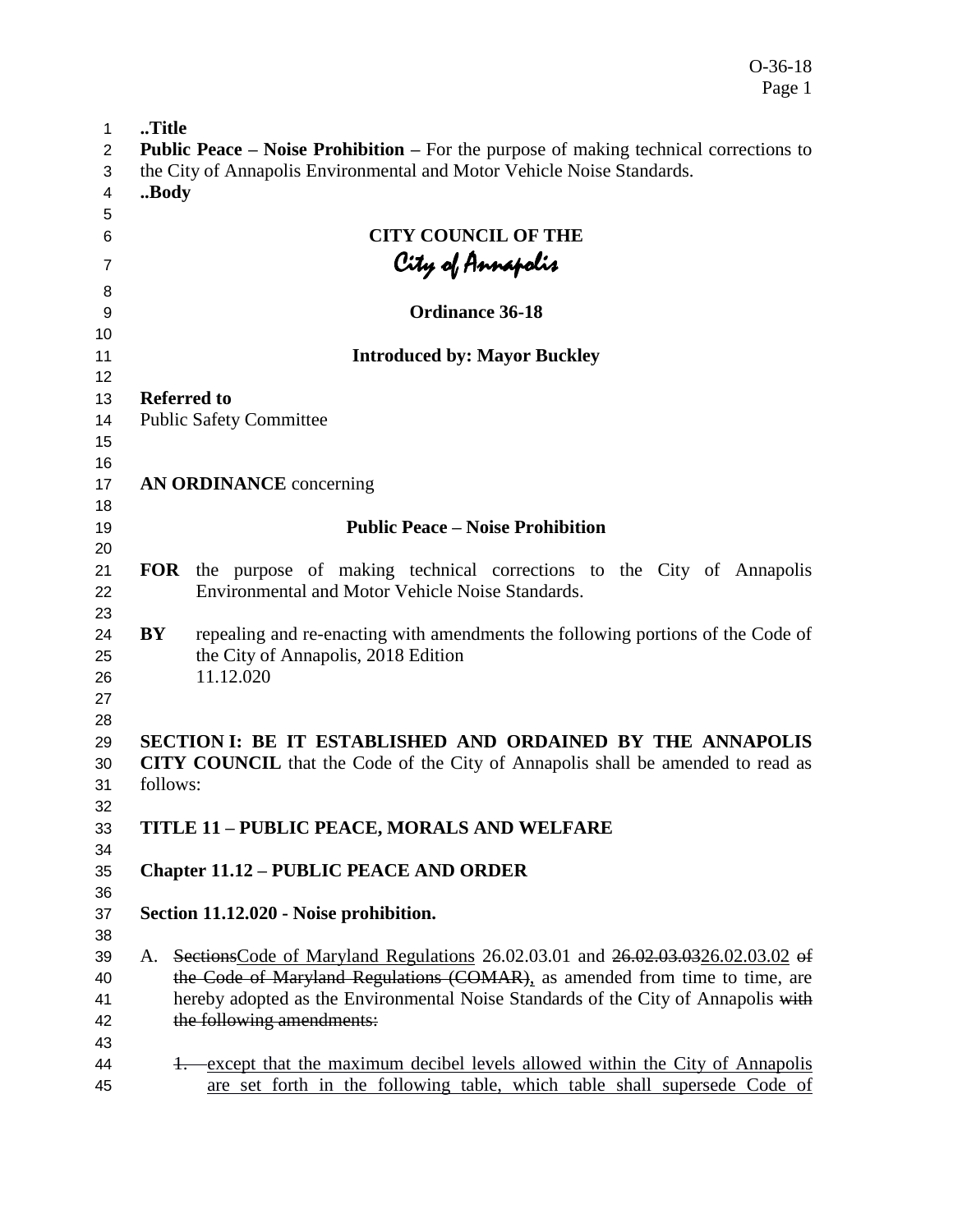..Title
**Public Peace – Noise Prohibition –** For the purpose of making technical corrections to the City of Annapolis Environmental and Motor Vehicle Noise Standards.
..Body

**CITY COUNCIL OF THE**
*City of Annapolis*

**Ordinance 36-18**

**Introduced by: Mayor Buckley**

**Referred to**
Public Safety Committee

**AN ORDINANCE** concerning

**Public Peace – Noise Prohibition**

**FOR** the purpose of making technical corrections to the City of Annapolis Environmental and Motor Vehicle Noise Standards.

**BY** repealing and re-enacting with amendments the following portions of the Code of the City of Annapolis, 2018 Edition
11.12.020

**SECTION I: BE IT ESTABLISHED AND ORDAINED BY THE ANNAPOLIS CITY COUNCIL** that the Code of the City of Annapolis shall be amended to read as follows:

**TITLE 11 – PUBLIC PEACE, MORALS AND WELFARE**

**Chapter 11.12 – PUBLIC PEACE AND ORDER**

**Section 11.12.020 - Noise prohibition.**

A. ~~Sections~~<u>Code of Maryland Regulations</u> 26.02.03.01 and ~~26.02.03.03~~<u>26.02.03.02</u> ~~of the Code of Maryland Regulations (COMAR)~~<u>,</u> as amended from time to time, are hereby adopted as the Environmental Noise Standards of the City of Annapolis ~~with the following amendments:~~

~~1.~~ <u>except that the maximum decibel levels allowed within the City of Annapolis are set forth in the following table, which table shall supersede Code of</u>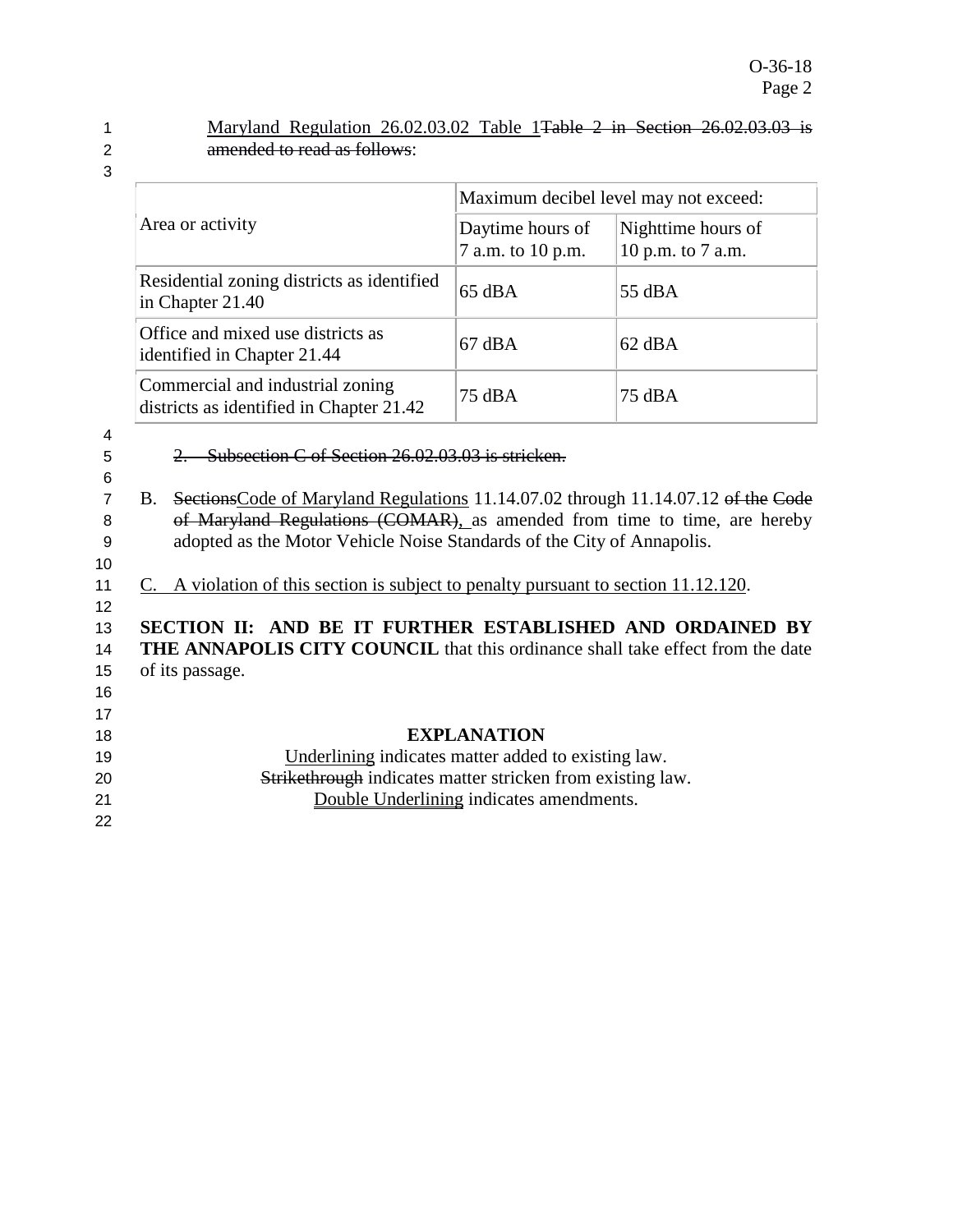Maryland Regulation 26.02.03.02 Table 1~~Table 2 in Section 26.02.03.03 is amended to read as follows~~:

| Area or activity | Maximum decibel level may not exceed: | |
|---|---|---|
| | Daytime hours of 7 a.m. to 10 p.m. | Nighttime hours of 10 p.m. to 7 a.m. |
| Residential zoning districts as identified in Chapter 21.40 | 65 dBA | 55 dBA |
| Office and mixed use districts as identified in Chapter 21.44 | 67 dBA | 62 dBA |
| Commercial and industrial zoning districts as identified in Chapter 21.42 | 75 dBA | 75 dBA |

~~2. Subsection C of Section 26.02.03.03 is stricken.~~

B. ~~Sections~~Code of Maryland Regulations 11.14.07.02 through 11.14.07.12 ~~of the Code of Maryland Regulations (COMAR),~~ as amended from time to time, are hereby adopted as the Motor Vehicle Noise Standards of the City of Annapolis.

C. A violation of this section is subject to penalty pursuant to section 11.12.120.

**SECTION II: AND BE IT FURTHER ESTABLISHED AND ORDAINED BY THE ANNAPOLIS CITY COUNCIL** that this ordinance shall take effect from the date of its passage.

**EXPLANATION**

Underlining indicates matter added to existing law.

~~Strikethrough~~ indicates matter stricken from existing law.

Double Underlining indicates amendments.